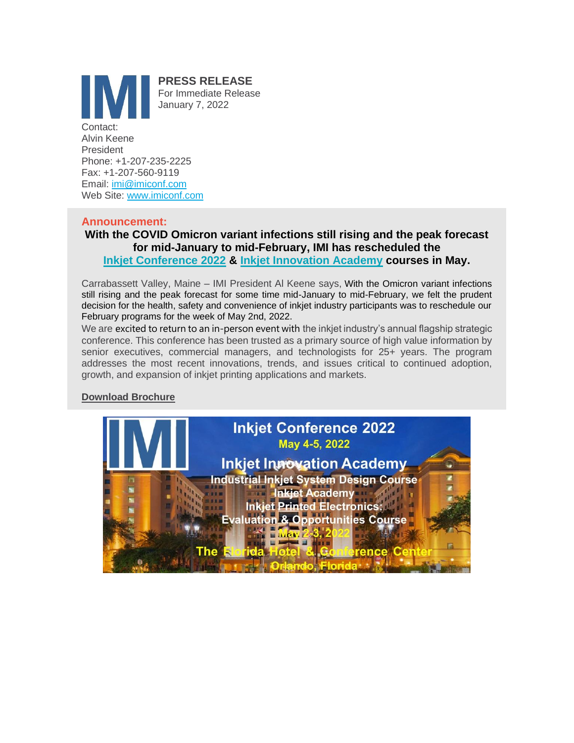**PRESS RELEASE**
For Immediate Release
January 7, 2022

Contact:
Alvin Keene
President
Phone: +1-207-235-2225
Fax: +1-207-560-9119
Email: imi@imiconf.com
Web Site: www.imiconf.com

**Announcement:**

**With the COVID Omicron variant infections still rising and the peak forecast for mid-January to mid-February, IMI has rescheduled the Inkjet Conference 2022 & Inkjet Innovation Academy courses in May.**

Carrabassett Valley, Maine – IMI President Al Keene says, With the Omicron variant infections still rising and the peak forecast for some time mid-January to mid-February, we felt the prudent decision for the health, safety and convenience of inkjet industry participants was to reschedule our February programs for the week of May 2nd, 2022.

We are excited to return to an in-person event with the inkjet industry's annual flagship strategic conference. This conference has been trusted as a primary source of high value information by senior executives, commercial managers, and technologists for 25+ years. The program addresses the most recent innovations, trends, and issues critical to continued adoption, growth, and expansion of inkjet printing applications and markets.

**Download Brochure**

**Inkjet Conference 2022**
May 4-5, 2022

**Inkjet Innovation Academy**
Industrial Inkjet System Design Course
Inkjet Academy
Inkjet Printed Electronics: Evaluation & Opportunities Course
May 2-3, 2022

The Florida Hotel & Conference Center
Orlando, Florida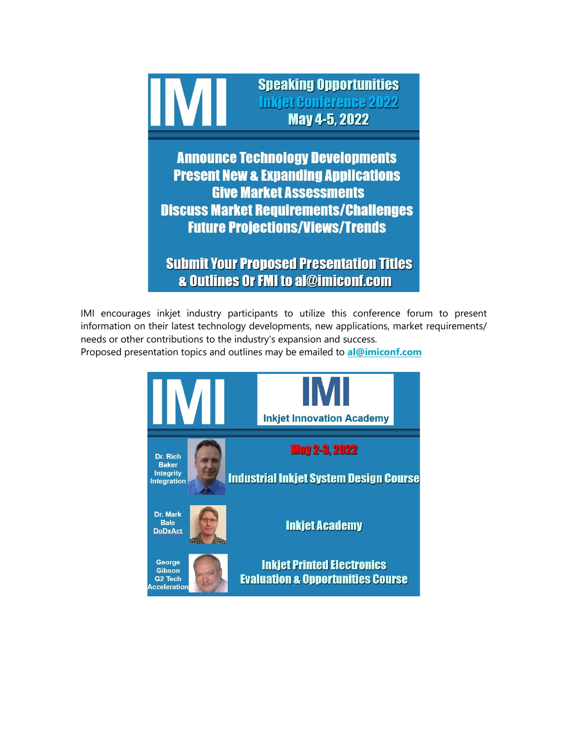# IMI

## Speaking Opportunities

## Inkjet Conference 2022

## May 4-5, 2022

**Announce Technology Developments**
**Present New & Expanding Applications**
**Give Market Assessments**
**Discuss Market Requirements/Challenges**
**Future Projections/Views/Trends**

**Submit Your Proposed Presentation Titles & Outlines Or FMI to al@imiconf.com**

IMI encourages inkjet industry participants to utilize this conference forum to present information on their latest technology developments, new applications, market requirements/ needs or other contributions to the industry's expansion and success.
Proposed presentation topics and outlines may be emailed to **al@imiconf.com**

# IMI

## IMI Inkjet Innovation Academy

**May 2-3, 2022**

| Instructor | Course |
| --- | --- |
| Dr. Rich Baker, Integrity Integration | Industrial Inkjet System Design Course |
| Dr. Mark Bale, DoDxAct | Inkjet Academy |
| George Gibson, G2 Tech Acceleration | Inkjet Printed Electronics Evaluation & Opportunities Course |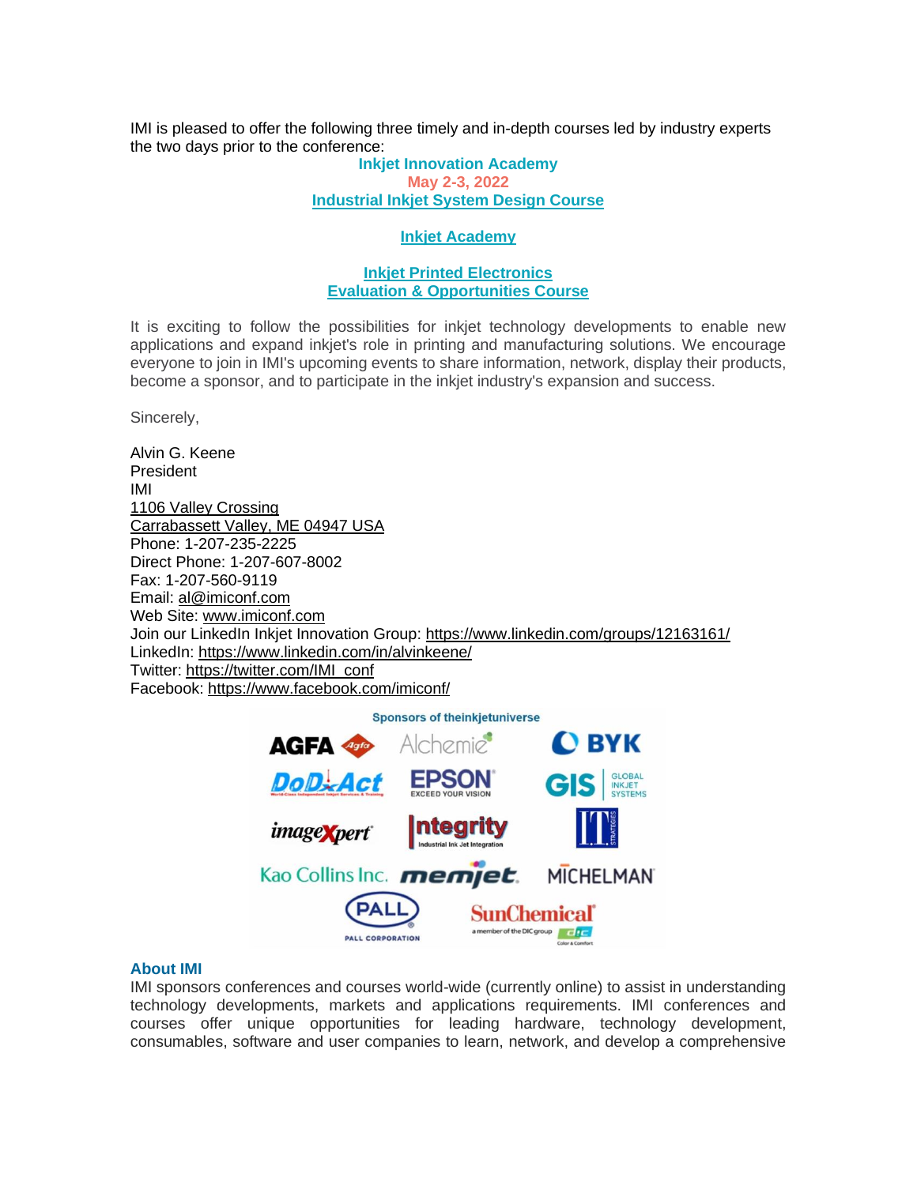IMI is pleased to offer the following three timely and in-depth courses led by industry experts the two days prior to the conference:

**Inkjet Innovation Academy**

**May 2-3, 2022**

**Industrial Inkjet System Design Course**

**Inkjet Academy**

**Inkjet Printed Electronics Evaluation & Opportunities Course**

It is exciting to follow the possibilities for inkjet technology developments to enable new applications and expand inkjet's role in printing and manufacturing solutions. We encourage everyone to join in IMI's upcoming events to share information, network, display their products, become a sponsor, and to participate in the inkjet industry's expansion and success.

Sincerely,

Alvin G. Keene
President
IMI
1106 Valley Crossing
Carrabassett Valley, ME 04947 USA
Phone: 1-207-235-2225
Direct Phone: 1-207-607-8002
Fax: 1-207-560-9119
Email: al@imiconf.com
Web Site: www.imiconf.com
Join our LinkedIn Inkjet Innovation Group: https://www.linkedin.com/groups/12163161/
LinkedIn: https://www.linkedin.com/in/alvinkeene/
Twitter: https://twitter.com/IMI_conf
Facebook: https://www.facebook.com/imiconf/

Sponsors of theinkjetuniverse

AGFA, Alchemie, BYK, DoD-Act, EPSON, GIS Global Inkjet Systems, imageXpert, Integrity Industrial Ink Jet Integration, I.T. Strategies, Kao Collins Inc., memjet, MICHELMAN, PALL Corporation, SunChemical

## About IMI

IMI sponsors conferences and courses world-wide (currently online) to assist in understanding technology developments, markets and applications requirements. IMI conferences and courses offer unique opportunities for leading hardware, technology development, consumables, software and user companies to learn, network, and develop a comprehensive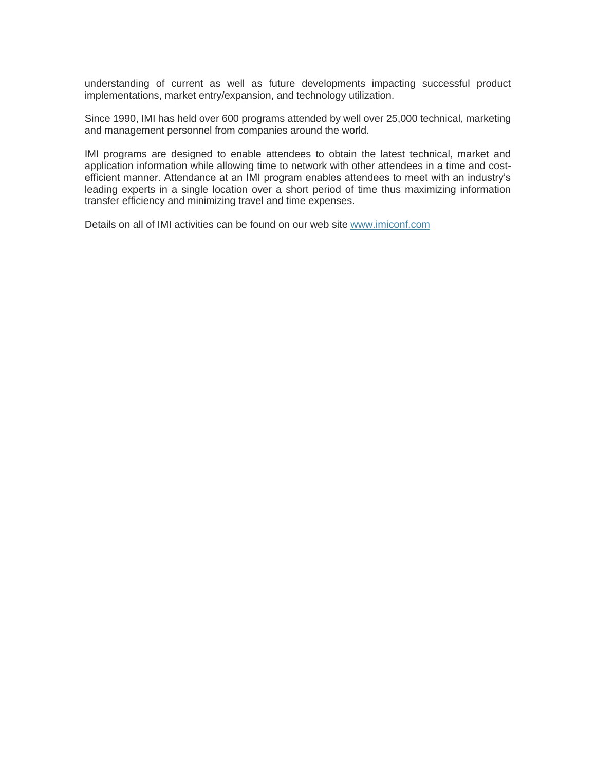understanding of current as well as future developments impacting successful product implementations, market entry/expansion, and technology utilization.

Since 1990, IMI has held over 600 programs attended by well over 25,000 technical, marketing and management personnel from companies around the world.

IMI programs are designed to enable attendees to obtain the latest technical, market and application information while allowing time to network with other attendees in a time and cost-efficient manner. Attendance at an IMI program enables attendees to meet with an industry's leading experts in a single location over a short period of time thus maximizing information transfer efficiency and minimizing travel and time expenses.

Details on all of IMI activities can be found on our web site [www.imiconf.com](http://www.imiconf.com)